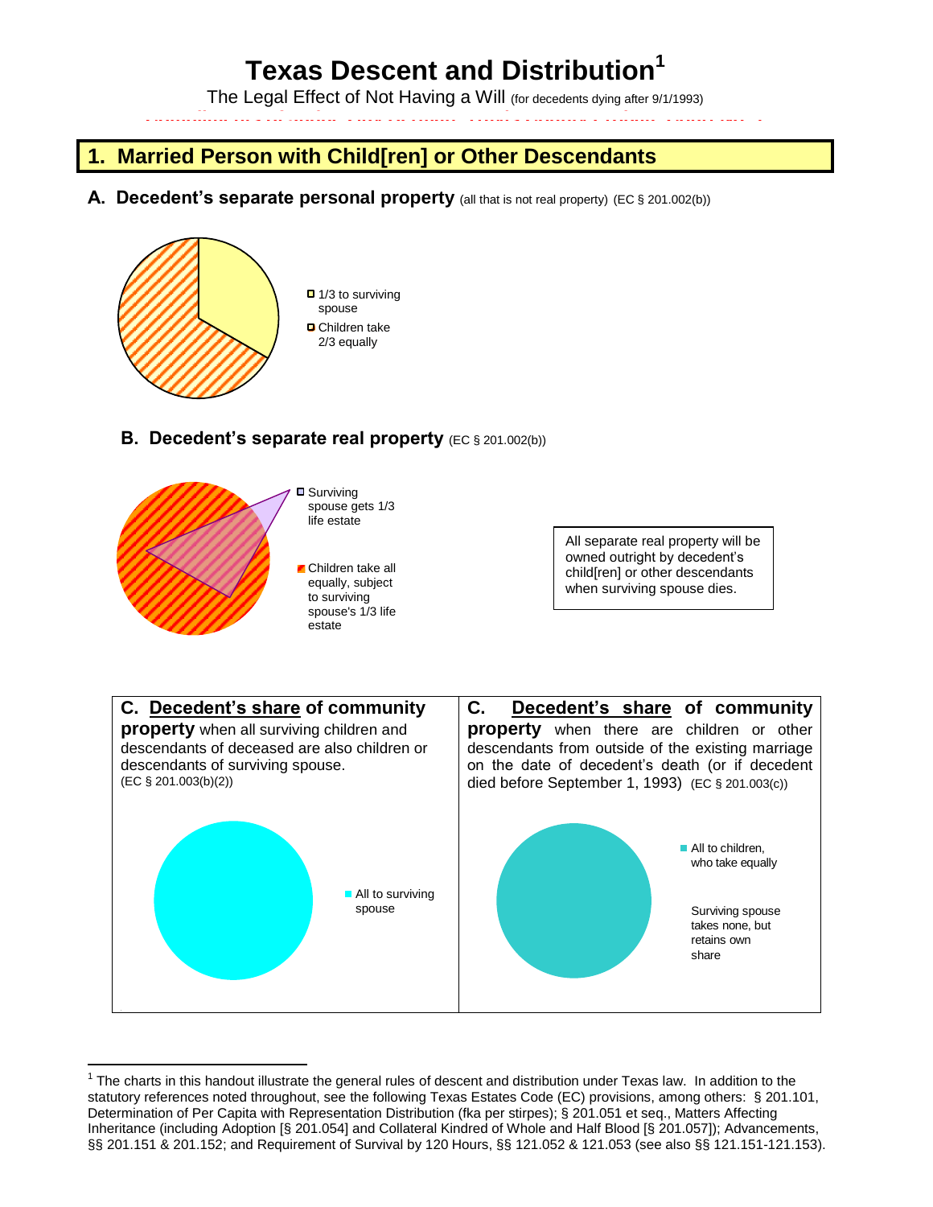# Texas Descent and Distribution[1]

The Legal Effect of Not Having a Will (for decedents dying after 9/1/1993)

## 1. Married Person with Child[ren] or Other Descendants

### A. Decedent's separate personal property (all that is not real property) (EC § 201.002(b))

- 1/3 to surviving spouse
- Children take 2/3 equally

### B. Decedent's separate real property (EC § 201.002(b))

- Surviving spouse gets 1/3 life estate
- Children take all equally, subject to surviving spouse's 1/3 life estate

All separate real property will be owned outright by decedent's child[ren] or other descendants when surviving spouse dies.

### C. Decedent's share of community property when all surviving children and descendants of deceased are also children or descendants of surviving spouse. (EC § 201.003(b)(2))

- All to surviving spouse

### C. Decedent's share of community property when there are children or other descendants from outside of the existing marriage on the date of decedent's death (or if decedent died before September 1, 1993) (EC § 201.003(c))

- All to children, who take equally

Surviving spouse takes none, but retains own share

---

[1] The charts in this handout illustrate the general rules of descent and distribution under Texas law. In addition to the statutory references noted throughout, see the following Texas Estates Code (EC) provisions, among others: § 201.101, Determination of Per Capita with Representation Distribution (fka per stirpes); § 201.051 et seq., Matters Affecting Inheritance (including Adoption [§ 201.054] and Collateral Kindred of Whole and Half Blood [§ 201.057]); Advancements, §§ 201.151 & 201.152; and Requirement of Survival by 120 Hours, §§ 121.052 & 121.053 (see also §§ 121.151-121.153).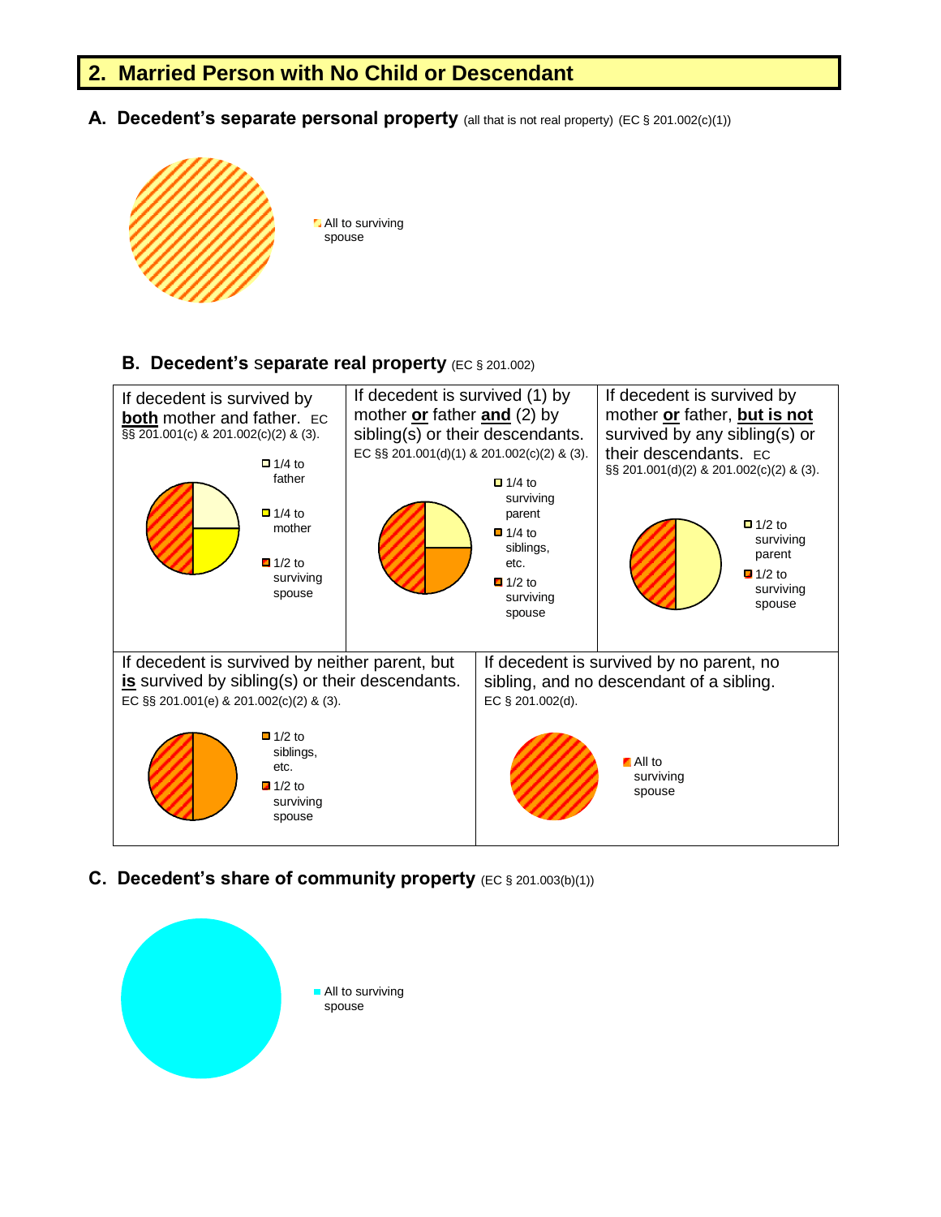## 2. Married Person with No Child or Descendant

### A. Decedent's separate personal property (all that is not real property) (EC § 201.002(c)(1))

All to surviving spouse

### B. Decedent's separate real property (EC § 201.002)

| If decedent is survived by **both** mother and father. EC §§ 201.001(c) & 201.002(c)(2) & (3). | If decedent is survived (1) by mother **or** father **and** (2) by sibling(s) or their descendants. EC §§ 201.001(d)(1) & 201.002(c)(2) & (3). | If decedent is survived by mother **or** father, **but is not** survived by any sibling(s) or their descendants. EC §§ 201.001(d)(2) & 201.002(c)(2) & (3). |
|---|---|---|
| 1/4 to father; 1/4 to mother; 1/2 to surviving spouse | 1/4 to surviving parent; 1/4 to siblings, etc.; 1/2 to surviving spouse | 1/2 to surviving parent; 1/2 to surviving spouse |

| If decedent is survived by neither parent, but **is** survived by sibling(s) or their descendants. EC §§ 201.001(e) & 201.002(c)(2) & (3). | If decedent is survived by no parent, no sibling, and no descendant of a sibling. EC § 201.002(d). |
|---|---|
| 1/2 to siblings, etc.; 1/2 to surviving spouse | All to surviving spouse |

### C. Decedent's share of community property (EC § 201.003(b)(1))

All to surviving spouse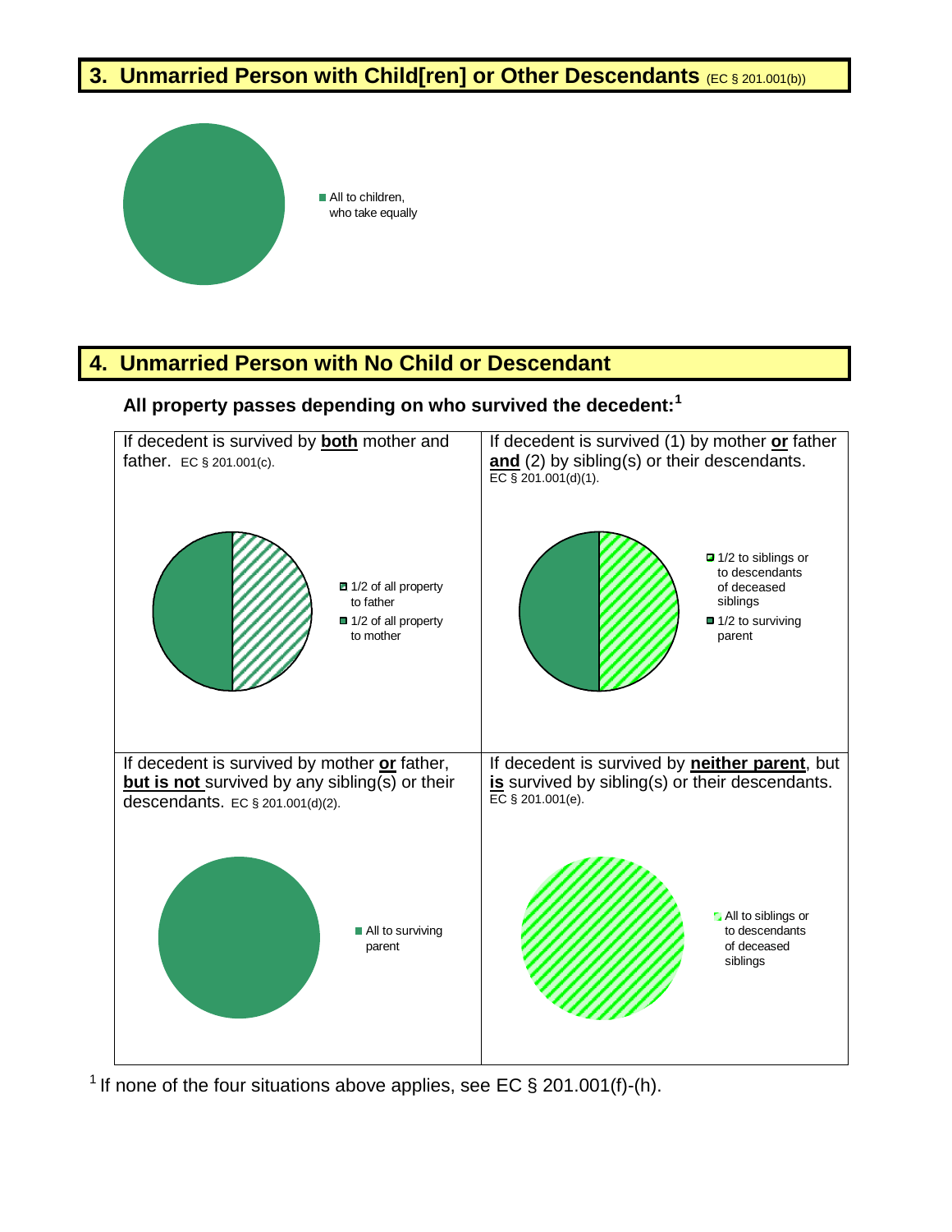## 3. Unmarried Person with Child[ren] or Other Descendants (EC § 201.001(b))

All to children, who take equally

## 4. Unmarried Person with No Child or Descendant

**All property passes depending on who survived the decedent:**[1]

| | |
|---|---|
| If decedent is survived by **both** mother and father. EC § 201.001(c).<br><br>1/2 of all property to father<br>1/2 of all property to mother | If decedent is survived (1) by mother **or** father **and** (2) by sibling(s) or their descendants. EC § 201.001(d)(1).<br><br>1/2 to siblings or to descendants of deceased siblings<br>1/2 to surviving parent |
| If decedent is survived by mother **or** father, **but is not** survived by any sibling(s) or their descendants. EC § 201.001(d)(2).<br><br>All to surviving parent | If decedent is survived by **neither parent**, but **is** survived by sibling(s) or their descendants. EC § 201.001(e).<br><br>All to siblings or to descendants of deceased siblings |

[1] If none of the four situations above applies, see EC § 201.001(f)-(h).